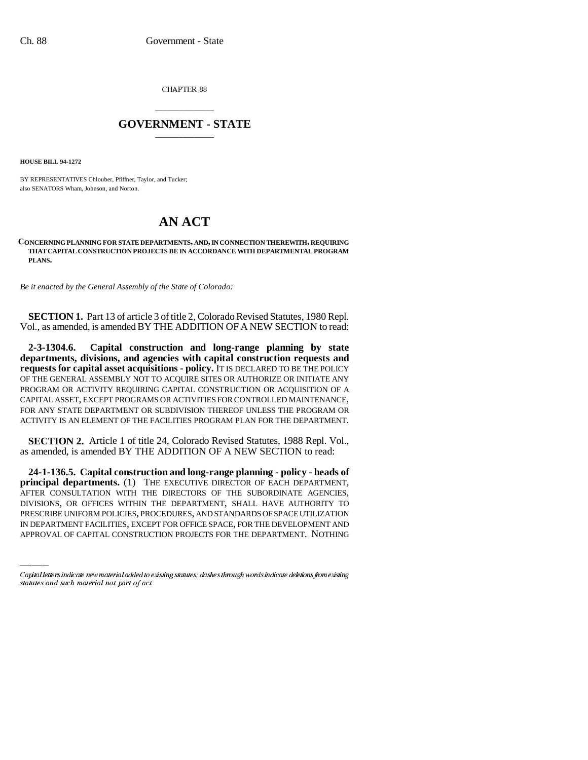CHAPTER 88

# GOVERNMENT - STATE

**HOUSE BILL 94-1272**

BY REPRESENTATIVES Chlouber, Pfiffner, Taylor, and Tucker;
also SENATORS Wham, Johnson, and Norton.

# AN ACT

**CONCERNING PLANNING FOR STATE DEPARTMENTS, AND, IN CONNECTION THEREWITH, REQUIRING THAT CAPITAL CONSTRUCTION PROJECTS BE IN ACCORDANCE WITH DEPARTMENTAL PROGRAM PLANS.**

*Be it enacted by the General Assembly of the State of Colorado:*

**SECTION 1.** Part 13 of article 3 of title 2, Colorado Revised Statutes, 1980 Repl. Vol., as amended, is amended BY THE ADDITION OF A NEW SECTION to read:

**2-3-1304.6. Capital construction and long-range planning by state departments, divisions, and agencies with capital construction requests and requests for capital asset acquisitions - policy.** IT IS DECLARED TO BE THE POLICY OF THE GENERAL ASSEMBLY NOT TO ACQUIRE SITES OR AUTHORIZE OR INITIATE ANY PROGRAM OR ACTIVITY REQUIRING CAPITAL CONSTRUCTION OR ACQUISITION OF A CAPITAL ASSET, EXCEPT PROGRAMS OR ACTIVITIES FOR CONTROLLED MAINTENANCE, FOR ANY STATE DEPARTMENT OR SUBDIVISION THEREOF UNLESS THE PROGRAM OR ACTIVITY IS AN ELEMENT OF THE FACILITIES PROGRAM PLAN FOR THE DEPARTMENT.

**SECTION 2.** Article 1 of title 24, Colorado Revised Statutes, 1988 Repl. Vol., as amended, is amended BY THE ADDITION OF A NEW SECTION to read:

**24-1-136.5. Capital construction and long-range planning - policy - heads of principal departments.** (1) THE EXECUTIVE DIRECTOR OF EACH DEPARTMENT, AFTER CONSULTATION WITH THE DIRECTORS OF THE SUBORDINATE AGENCIES, DIVISIONS, OR OFFICES WITHIN THE DEPARTMENT, SHALL HAVE AUTHORITY TO PRESCRIBE UNIFORM POLICIES, PROCEDURES, AND STANDARDS OF SPACE UTILIZATION IN DEPARTMENT FACILITIES, EXCEPT FOR OFFICE SPACE, FOR THE DEVELOPMENT AND APPROVAL OF CAPITAL CONSTRUCTION PROJECTS FOR THE DEPARTMENT. NOTHING

Capital letters indicate new material added to existing statutes; dashes through words indicate deletions from existing statutes and such material not part of act.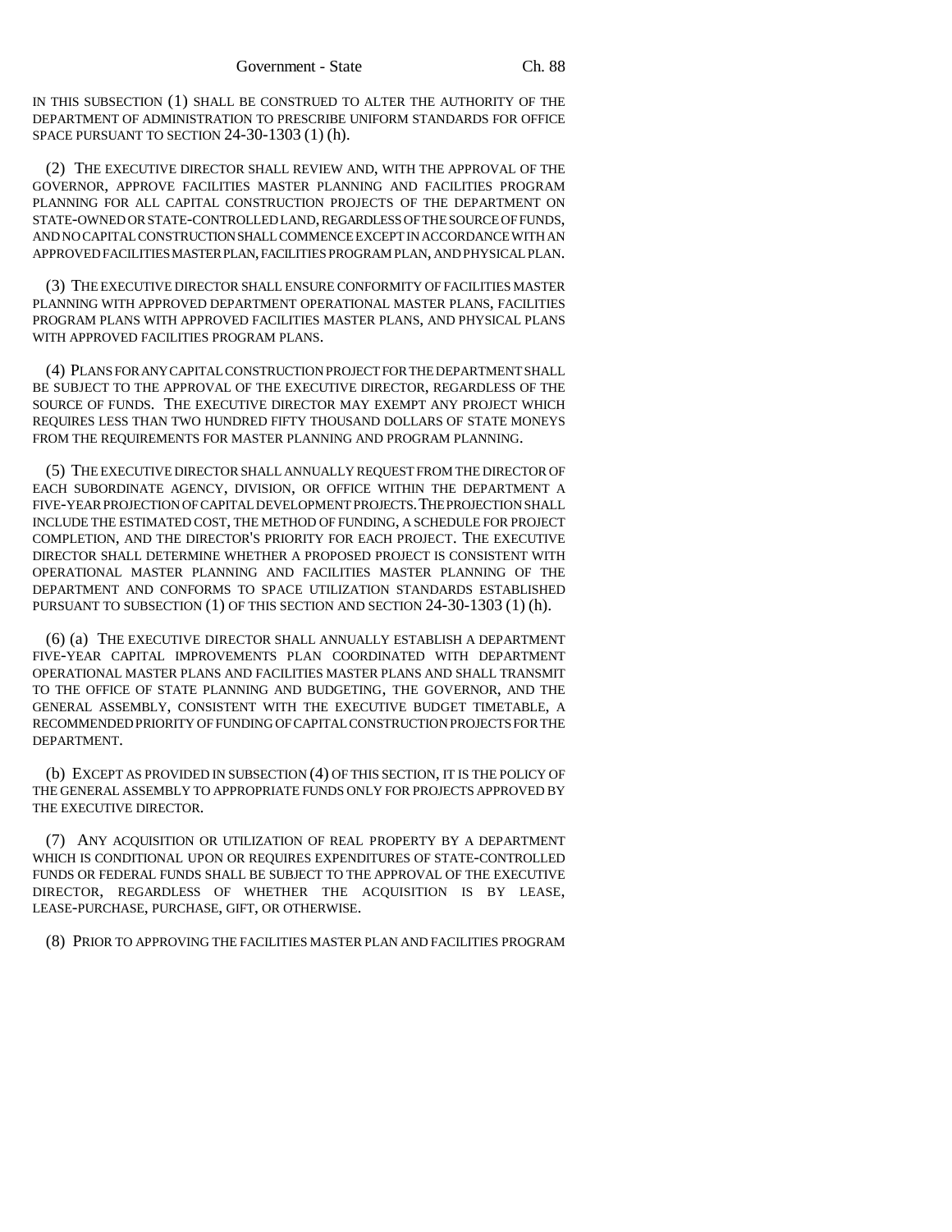IN THIS SUBSECTION (1) SHALL BE CONSTRUED TO ALTER THE AUTHORITY OF THE DEPARTMENT OF ADMINISTRATION TO PRESCRIBE UNIFORM STANDARDS FOR OFFICE SPACE PURSUANT TO SECTION 24-30-1303 (1) (h).

(2) THE EXECUTIVE DIRECTOR SHALL REVIEW AND, WITH THE APPROVAL OF THE GOVERNOR, APPROVE FACILITIES MASTER PLANNING AND FACILITIES PROGRAM PLANNING FOR ALL CAPITAL CONSTRUCTION PROJECTS OF THE DEPARTMENT ON STATE-OWNED OR STATE-CONTROLLED LAND, REGARDLESS OF THE SOURCE OF FUNDS, AND NO CAPITAL CONSTRUCTION SHALL COMMENCE EXCEPT IN ACCORDANCE WITH AN APPROVED FACILITIES MASTER PLAN, FACILITIES PROGRAM PLAN, AND PHYSICAL PLAN.

(3) THE EXECUTIVE DIRECTOR SHALL ENSURE CONFORMITY OF FACILITIES MASTER PLANNING WITH APPROVED DEPARTMENT OPERATIONAL MASTER PLANS, FACILITIES PROGRAM PLANS WITH APPROVED FACILITIES MASTER PLANS, AND PHYSICAL PLANS WITH APPROVED FACILITIES PROGRAM PLANS.

(4) PLANS FOR ANY CAPITAL CONSTRUCTION PROJECT FOR THE DEPARTMENT SHALL BE SUBJECT TO THE APPROVAL OF THE EXECUTIVE DIRECTOR, REGARDLESS OF THE SOURCE OF FUNDS. THE EXECUTIVE DIRECTOR MAY EXEMPT ANY PROJECT WHICH REQUIRES LESS THAN TWO HUNDRED FIFTY THOUSAND DOLLARS OF STATE MONEYS FROM THE REQUIREMENTS FOR MASTER PLANNING AND PROGRAM PLANNING.

(5) THE EXECUTIVE DIRECTOR SHALL ANNUALLY REQUEST FROM THE DIRECTOR OF EACH SUBORDINATE AGENCY, DIVISION, OR OFFICE WITHIN THE DEPARTMENT A FIVE-YEAR PROJECTION OF CAPITAL DEVELOPMENT PROJECTS. THE PROJECTION SHALL INCLUDE THE ESTIMATED COST, THE METHOD OF FUNDING, A SCHEDULE FOR PROJECT COMPLETION, AND THE DIRECTOR'S PRIORITY FOR EACH PROJECT. THE EXECUTIVE DIRECTOR SHALL DETERMINE WHETHER A PROPOSED PROJECT IS CONSISTENT WITH OPERATIONAL MASTER PLANNING AND FACILITIES MASTER PLANNING OF THE DEPARTMENT AND CONFORMS TO SPACE UTILIZATION STANDARDS ESTABLISHED PURSUANT TO SUBSECTION (1) OF THIS SECTION AND SECTION 24-30-1303 (1) (h).

(6) (a) THE EXECUTIVE DIRECTOR SHALL ANNUALLY ESTABLISH A DEPARTMENT FIVE-YEAR CAPITAL IMPROVEMENTS PLAN COORDINATED WITH DEPARTMENT OPERATIONAL MASTER PLANS AND FACILITIES MASTER PLANS AND SHALL TRANSMIT TO THE OFFICE OF STATE PLANNING AND BUDGETING, THE GOVERNOR, AND THE GENERAL ASSEMBLY, CONSISTENT WITH THE EXECUTIVE BUDGET TIMETABLE, A RECOMMENDED PRIORITY OF FUNDING OF CAPITAL CONSTRUCTION PROJECTS FOR THE DEPARTMENT.

(b) EXCEPT AS PROVIDED IN SUBSECTION (4) OF THIS SECTION, IT IS THE POLICY OF THE GENERAL ASSEMBLY TO APPROPRIATE FUNDS ONLY FOR PROJECTS APPROVED BY THE EXECUTIVE DIRECTOR.

(7) ANY ACQUISITION OR UTILIZATION OF REAL PROPERTY BY A DEPARTMENT WHICH IS CONDITIONAL UPON OR REQUIRES EXPENDITURES OF STATE-CONTROLLED FUNDS OR FEDERAL FUNDS SHALL BE SUBJECT TO THE APPROVAL OF THE EXECUTIVE DIRECTOR, REGARDLESS OF WHETHER THE ACQUISITION IS BY LEASE, LEASE-PURCHASE, PURCHASE, GIFT, OR OTHERWISE.

(8) PRIOR TO APPROVING THE FACILITIES MASTER PLAN AND FACILITIES PROGRAM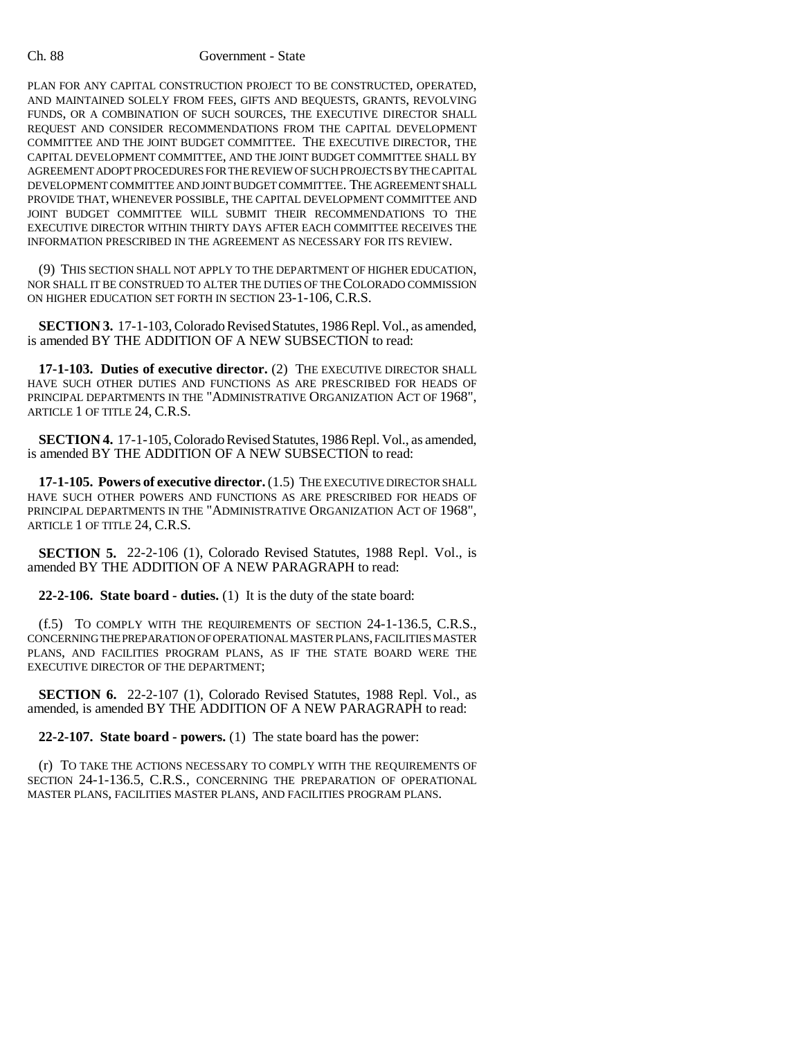PLAN FOR ANY CAPITAL CONSTRUCTION PROJECT TO BE CONSTRUCTED, OPERATED, AND MAINTAINED SOLELY FROM FEES, GIFTS AND BEQUESTS, GRANTS, REVOLVING FUNDS, OR A COMBINATION OF SUCH SOURCES, THE EXECUTIVE DIRECTOR SHALL REQUEST AND CONSIDER RECOMMENDATIONS FROM THE CAPITAL DEVELOPMENT COMMITTEE AND THE JOINT BUDGET COMMITTEE. THE EXECUTIVE DIRECTOR, THE CAPITAL DEVELOPMENT COMMITTEE, AND THE JOINT BUDGET COMMITTEE SHALL BY AGREEMENT ADOPT PROCEDURES FOR THE REVIEW OF SUCH PROJECTS BY THE CAPITAL DEVELOPMENT COMMITTEE AND JOINT BUDGET COMMITTEE. THE AGREEMENT SHALL PROVIDE THAT, WHENEVER POSSIBLE, THE CAPITAL DEVELOPMENT COMMITTEE AND JOINT BUDGET COMMITTEE WILL SUBMIT THEIR RECOMMENDATIONS TO THE EXECUTIVE DIRECTOR WITHIN THIRTY DAYS AFTER EACH COMMITTEE RECEIVES THE INFORMATION PRESCRIBED IN THE AGREEMENT AS NECESSARY FOR ITS REVIEW.

(9) THIS SECTION SHALL NOT APPLY TO THE DEPARTMENT OF HIGHER EDUCATION, NOR SHALL IT BE CONSTRUED TO ALTER THE DUTIES OF THE COLORADO COMMISSION ON HIGHER EDUCATION SET FORTH IN SECTION 23-1-106, C.R.S.

**SECTION 3.** 17-1-103, Colorado Revised Statutes, 1986 Repl. Vol., as amended, is amended BY THE ADDITION OF A NEW SUBSECTION to read:

**17-1-103. Duties of executive director.** (2) THE EXECUTIVE DIRECTOR SHALL HAVE SUCH OTHER DUTIES AND FUNCTIONS AS ARE PRESCRIBED FOR HEADS OF PRINCIPAL DEPARTMENTS IN THE "ADMINISTRATIVE ORGANIZATION ACT OF 1968", ARTICLE 1 OF TITLE 24, C.R.S.

**SECTION 4.** 17-1-105, Colorado Revised Statutes, 1986 Repl. Vol., as amended, is amended BY THE ADDITION OF A NEW SUBSECTION to read:

**17-1-105. Powers of executive director.** (1.5) THE EXECUTIVE DIRECTOR SHALL HAVE SUCH OTHER POWERS AND FUNCTIONS AS ARE PRESCRIBED FOR HEADS OF PRINCIPAL DEPARTMENTS IN THE "ADMINISTRATIVE ORGANIZATION ACT OF 1968", ARTICLE 1 OF TITLE 24, C.R.S.

**SECTION 5.** 22-2-106 (1), Colorado Revised Statutes, 1988 Repl. Vol., is amended BY THE ADDITION OF A NEW PARAGRAPH to read:

**22-2-106. State board - duties.** (1) It is the duty of the state board:

(f.5) TO COMPLY WITH THE REQUIREMENTS OF SECTION 24-1-136.5, C.R.S., CONCERNING THE PREPARATION OF OPERATIONAL MASTER PLANS, FACILITIES MASTER PLANS, AND FACILITIES PROGRAM PLANS, AS IF THE STATE BOARD WERE THE EXECUTIVE DIRECTOR OF THE DEPARTMENT;

**SECTION 6.** 22-2-107 (1), Colorado Revised Statutes, 1988 Repl. Vol., as amended, is amended BY THE ADDITION OF A NEW PARAGRAPH to read:

**22-2-107. State board - powers.** (1) The state board has the power:

(r) TO TAKE THE ACTIONS NECESSARY TO COMPLY WITH THE REQUIREMENTS OF SECTION 24-1-136.5, C.R.S., CONCERNING THE PREPARATION OF OPERATIONAL MASTER PLANS, FACILITIES MASTER PLANS, AND FACILITIES PROGRAM PLANS.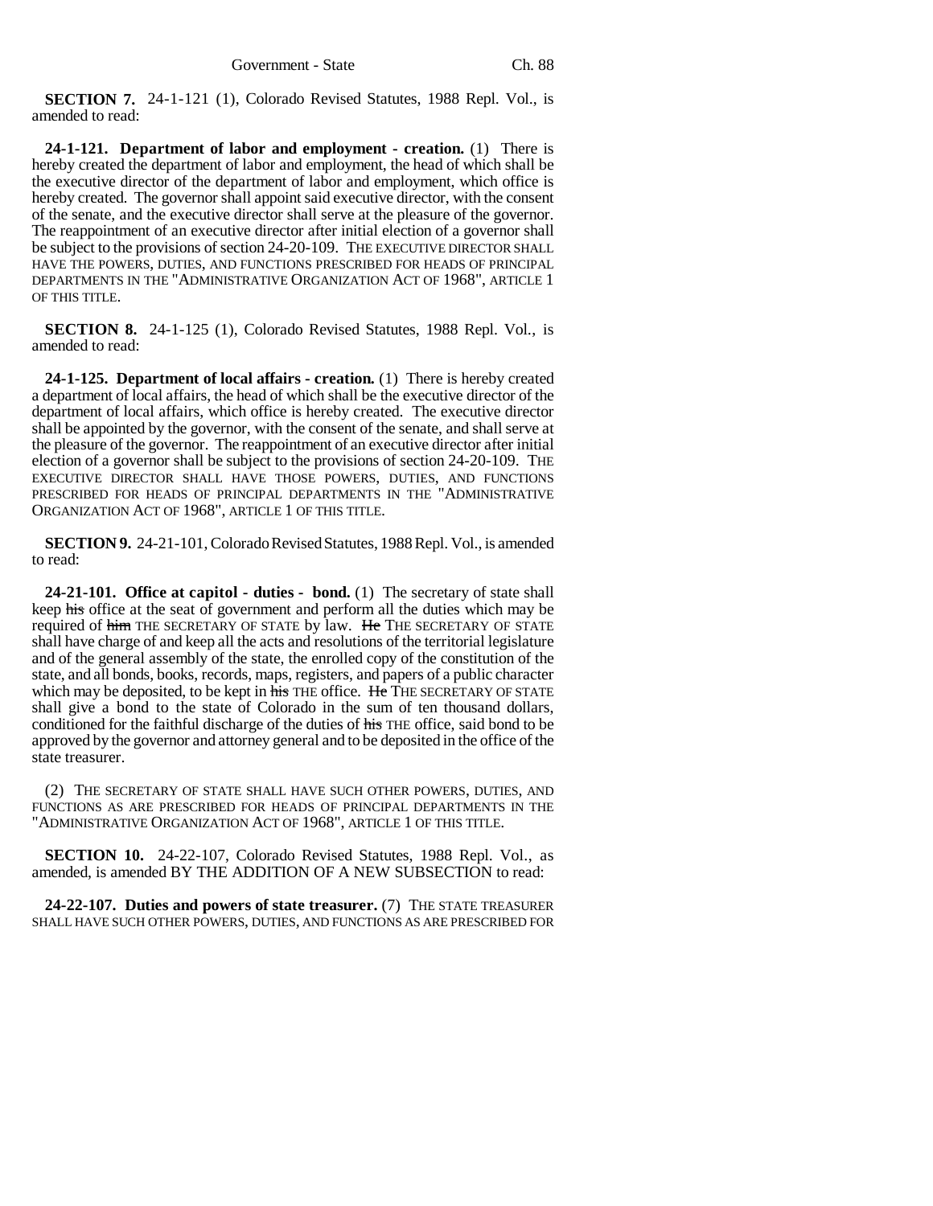**SECTION 7.** 24-1-121 (1), Colorado Revised Statutes, 1988 Repl. Vol., is amended to read:

**24-1-121. Department of labor and employment - creation.** (1) There is hereby created the department of labor and employment, the head of which shall be the executive director of the department of labor and employment, which office is hereby created. The governor shall appoint said executive director, with the consent of the senate, and the executive director shall serve at the pleasure of the governor. The reappointment of an executive director after initial election of a governor shall be subject to the provisions of section 24-20-109. THE EXECUTIVE DIRECTOR SHALL HAVE THE POWERS, DUTIES, AND FUNCTIONS PRESCRIBED FOR HEADS OF PRINCIPAL DEPARTMENTS IN THE "ADMINISTRATIVE ORGANIZATION ACT OF 1968", ARTICLE 1 OF THIS TITLE.

**SECTION 8.** 24-1-125 (1), Colorado Revised Statutes, 1988 Repl. Vol., is amended to read:

**24-1-125. Department of local affairs - creation.** (1) There is hereby created a department of local affairs, the head of which shall be the executive director of the department of local affairs, which office is hereby created. The executive director shall be appointed by the governor, with the consent of the senate, and shall serve at the pleasure of the governor. The reappointment of an executive director after initial election of a governor shall be subject to the provisions of section 24-20-109. THE EXECUTIVE DIRECTOR SHALL HAVE THOSE POWERS, DUTIES, AND FUNCTIONS PRESCRIBED FOR HEADS OF PRINCIPAL DEPARTMENTS IN THE "ADMINISTRATIVE ORGANIZATION ACT OF 1968", ARTICLE 1 OF THIS TITLE.

**SECTION 9.** 24-21-101, Colorado Revised Statutes, 1988 Repl. Vol., is amended to read:

**24-21-101. Office at capitol - duties - bond.** (1) The secretary of state shall keep ~~his~~ office at the seat of government and perform all the duties which may be required of ~~him~~ THE SECRETARY OF STATE by law. ~~He~~ THE SECRETARY OF STATE shall have charge of and keep all the acts and resolutions of the territorial legislature and of the general assembly of the state, the enrolled copy of the constitution of the state, and all bonds, books, records, maps, registers, and papers of a public character which may be deposited, to be kept in ~~his~~ THE office. ~~He~~ THE SECRETARY OF STATE shall give a bond to the state of Colorado in the sum of ten thousand dollars, conditioned for the faithful discharge of the duties of ~~his~~ THE office, said bond to be approved by the governor and attorney general and to be deposited in the office of the state treasurer.

(2) THE SECRETARY OF STATE SHALL HAVE SUCH OTHER POWERS, DUTIES, AND FUNCTIONS AS ARE PRESCRIBED FOR HEADS OF PRINCIPAL DEPARTMENTS IN THE "ADMINISTRATIVE ORGANIZATION ACT OF 1968", ARTICLE 1 OF THIS TITLE.

**SECTION 10.** 24-22-107, Colorado Revised Statutes, 1988 Repl. Vol., as amended, is amended BY THE ADDITION OF A NEW SUBSECTION to read:

**24-22-107. Duties and powers of state treasurer.** (7) THE STATE TREASURER SHALL HAVE SUCH OTHER POWERS, DUTIES, AND FUNCTIONS AS ARE PRESCRIBED FOR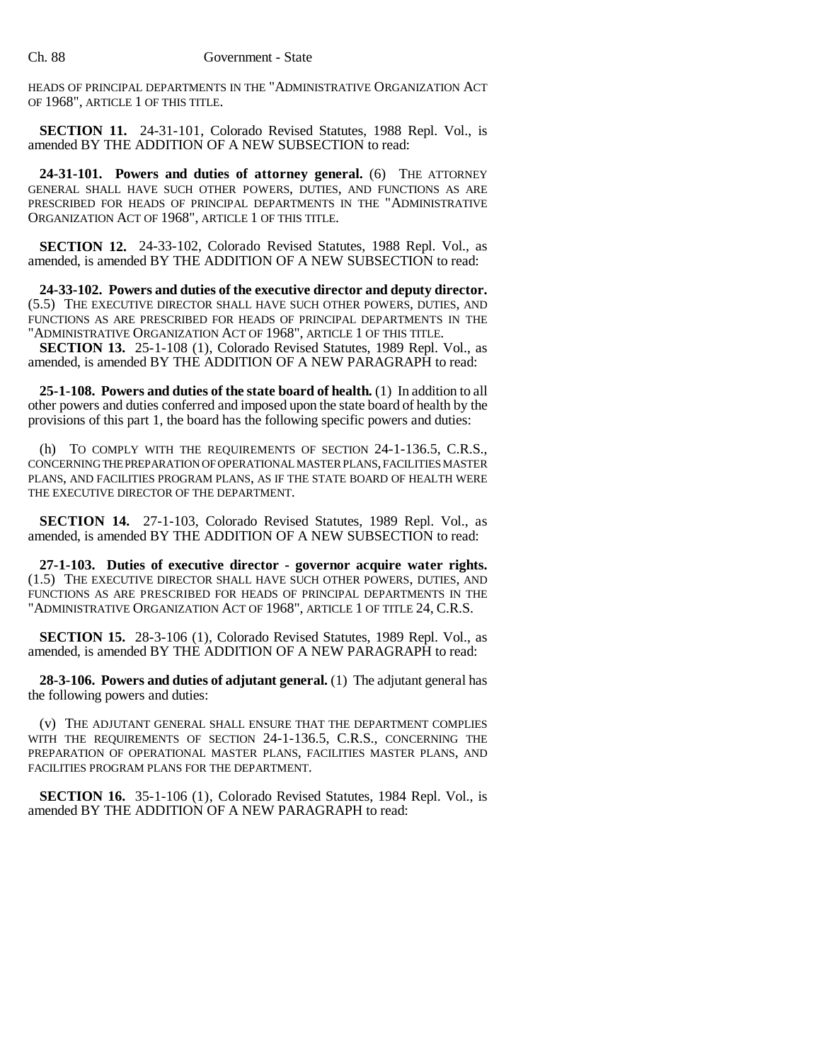HEADS OF PRINCIPAL DEPARTMENTS IN THE "ADMINISTRATIVE ORGANIZATION ACT OF 1968", ARTICLE 1 OF THIS TITLE.

**SECTION 11.** 24-31-101, Colorado Revised Statutes, 1988 Repl. Vol., is amended BY THE ADDITION OF A NEW SUBSECTION to read:

**24-31-101. Powers and duties of attorney general.** (6) THE ATTORNEY GENERAL SHALL HAVE SUCH OTHER POWERS, DUTIES, AND FUNCTIONS AS ARE PRESCRIBED FOR HEADS OF PRINCIPAL DEPARTMENTS IN THE "ADMINISTRATIVE ORGANIZATION ACT OF 1968", ARTICLE 1 OF THIS TITLE.

**SECTION 12.** 24-33-102, Colorado Revised Statutes, 1988 Repl. Vol., as amended, is amended BY THE ADDITION OF A NEW SUBSECTION to read:

**24-33-102. Powers and duties of the executive director and deputy director.** (5.5) THE EXECUTIVE DIRECTOR SHALL HAVE SUCH OTHER POWERS, DUTIES, AND FUNCTIONS AS ARE PRESCRIBED FOR HEADS OF PRINCIPAL DEPARTMENTS IN THE "ADMINISTRATIVE ORGANIZATION ACT OF 1968", ARTICLE 1 OF THIS TITLE.

**SECTION 13.** 25-1-108 (1), Colorado Revised Statutes, 1989 Repl. Vol., as amended, is amended BY THE ADDITION OF A NEW PARAGRAPH to read:

**25-1-108. Powers and duties of the state board of health.** (1) In addition to all other powers and duties conferred and imposed upon the state board of health by the provisions of this part 1, the board has the following specific powers and duties:

(h) TO COMPLY WITH THE REQUIREMENTS OF SECTION 24-1-136.5, C.R.S., CONCERNING THE PREPARATION OF OPERATIONAL MASTER PLANS, FACILITIES MASTER PLANS, AND FACILITIES PROGRAM PLANS, AS IF THE STATE BOARD OF HEALTH WERE THE EXECUTIVE DIRECTOR OF THE DEPARTMENT.

**SECTION 14.** 27-1-103, Colorado Revised Statutes, 1989 Repl. Vol., as amended, is amended BY THE ADDITION OF A NEW SUBSECTION to read:

**27-1-103. Duties of executive director - governor acquire water rights.** (1.5) THE EXECUTIVE DIRECTOR SHALL HAVE SUCH OTHER POWERS, DUTIES, AND FUNCTIONS AS ARE PRESCRIBED FOR HEADS OF PRINCIPAL DEPARTMENTS IN THE "ADMINISTRATIVE ORGANIZATION ACT OF 1968", ARTICLE 1 OF TITLE 24, C.R.S.

**SECTION 15.** 28-3-106 (1), Colorado Revised Statutes, 1989 Repl. Vol., as amended, is amended BY THE ADDITION OF A NEW PARAGRAPH to read:

**28-3-106. Powers and duties of adjutant general.** (1) The adjutant general has the following powers and duties:

(v) THE ADJUTANT GENERAL SHALL ENSURE THAT THE DEPARTMENT COMPLIES WITH THE REQUIREMENTS OF SECTION 24-1-136.5, C.R.S., CONCERNING THE PREPARATION OF OPERATIONAL MASTER PLANS, FACILITIES MASTER PLANS, AND FACILITIES PROGRAM PLANS FOR THE DEPARTMENT.

**SECTION 16.** 35-1-106 (1), Colorado Revised Statutes, 1984 Repl. Vol., is amended BY THE ADDITION OF A NEW PARAGRAPH to read: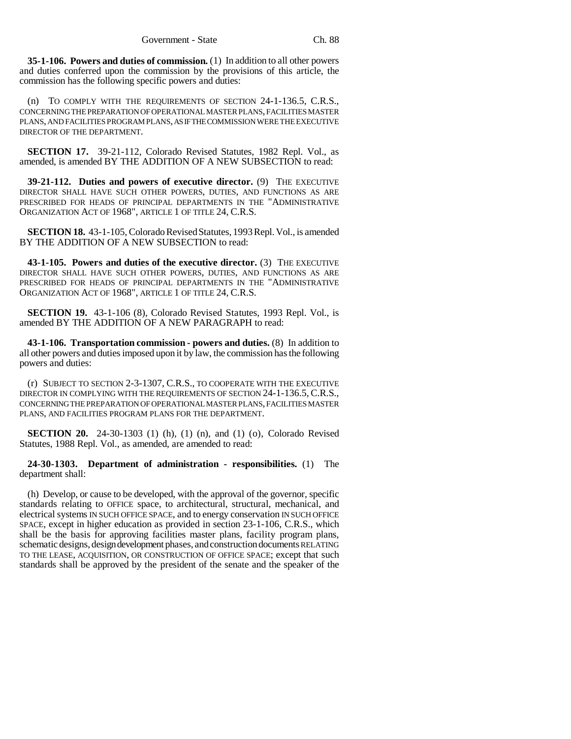**35-1-106. Powers and duties of commission.** (1) In addition to all other powers and duties conferred upon the commission by the provisions of this article, the commission has the following specific powers and duties:

(n) TO COMPLY WITH THE REQUIREMENTS OF SECTION 24-1-136.5, C.R.S., CONCERNING THE PREPARATION OF OPERATIONAL MASTER PLANS, FACILITIES MASTER PLANS, AND FACILITIES PROGRAM PLANS, AS IF THE COMMISSION WERE THE EXECUTIVE DIRECTOR OF THE DEPARTMENT.

**SECTION 17.** 39-21-112, Colorado Revised Statutes, 1982 Repl. Vol., as amended, is amended BY THE ADDITION OF A NEW SUBSECTION to read:

**39-21-112. Duties and powers of executive director.** (9) THE EXECUTIVE DIRECTOR SHALL HAVE SUCH OTHER POWERS, DUTIES, AND FUNCTIONS AS ARE PRESCRIBED FOR HEADS OF PRINCIPAL DEPARTMENTS IN THE "ADMINISTRATIVE ORGANIZATION ACT OF 1968", ARTICLE 1 OF TITLE 24, C.R.S.

**SECTION 18.** 43-1-105, Colorado Revised Statutes, 1993 Repl. Vol., is amended BY THE ADDITION OF A NEW SUBSECTION to read:

**43-1-105. Powers and duties of the executive director.** (3) THE EXECUTIVE DIRECTOR SHALL HAVE SUCH OTHER POWERS, DUTIES, AND FUNCTIONS AS ARE PRESCRIBED FOR HEADS OF PRINCIPAL DEPARTMENTS IN THE "ADMINISTRATIVE ORGANIZATION ACT OF 1968", ARTICLE 1 OF TITLE 24, C.R.S.

**SECTION 19.** 43-1-106 (8), Colorado Revised Statutes, 1993 Repl. Vol., is amended BY THE ADDITION OF A NEW PARAGRAPH to read:

**43-1-106. Transportation commission - powers and duties.** (8) In addition to all other powers and duties imposed upon it by law, the commission has the following powers and duties:

(r) SUBJECT TO SECTION 2-3-1307, C.R.S., TO COOPERATE WITH THE EXECUTIVE DIRECTOR IN COMPLYING WITH THE REQUIREMENTS OF SECTION 24-1-136.5, C.R.S., CONCERNING THE PREPARATION OF OPERATIONAL MASTER PLANS, FACILITIES MASTER PLANS, AND FACILITIES PROGRAM PLANS FOR THE DEPARTMENT.

**SECTION 20.** 24-30-1303 (1) (h), (1) (n), and (1) (o), Colorado Revised Statutes, 1988 Repl. Vol., as amended, are amended to read:

**24-30-1303. Department of administration - responsibilities.** (1) The department shall:

(h) Develop, or cause to be developed, with the approval of the governor, specific standards relating to OFFICE space, to architectural, structural, mechanical, and electrical systems IN SUCH OFFICE SPACE, and to energy conservation IN SUCH OFFICE SPACE, except in higher education as provided in section 23-1-106, C.R.S., which shall be the basis for approving facilities master plans, facility program plans, schematic designs, design development phases, and construction documents RELATING TO THE LEASE, ACQUISITION, OR CONSTRUCTION OF OFFICE SPACE; except that such standards shall be approved by the president of the senate and the speaker of the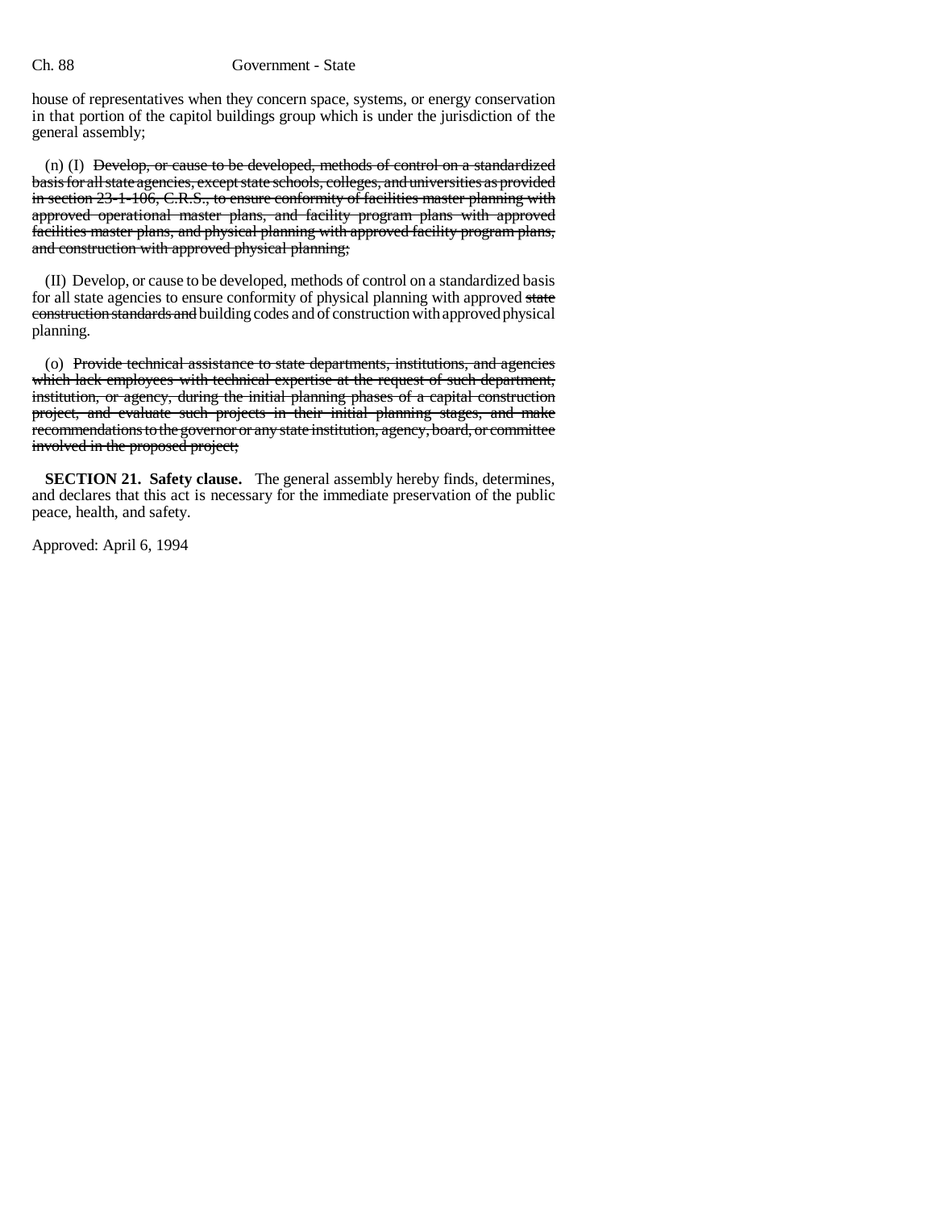house of representatives when they concern space, systems, or energy conservation in that portion of the capitol buildings group which is under the jurisdiction of the general assembly;

(n) (I) ~~Develop, or cause to be developed, methods of control on a standardized basis for all state agencies, except state schools, colleges, and universities as provided in section 23-1-106, C.R.S., to ensure conformity of facilities master planning with approved operational master plans, and facility program plans with approved facilities master plans, and physical planning with approved facility program plans, and construction with approved physical planning;~~

(II) Develop, or cause to be developed, methods of control on a standardized basis for all state agencies to ensure conformity of physical planning with approved ~~state construction standards and~~ building codes and of construction with approved physical planning.

(o) ~~Provide technical assistance to state departments, institutions, and agencies which lack employees with technical expertise at the request of such department, institution, or agency, during the initial planning phases of a capital construction project, and evaluate such projects in their initial planning stages, and make recommendations to the governor or any state institution, agency, board, or committee involved in the proposed project;~~

**SECTION 21. Safety clause.** The general assembly hereby finds, determines, and declares that this act is necessary for the immediate preservation of the public peace, health, and safety.

Approved: April 6, 1994